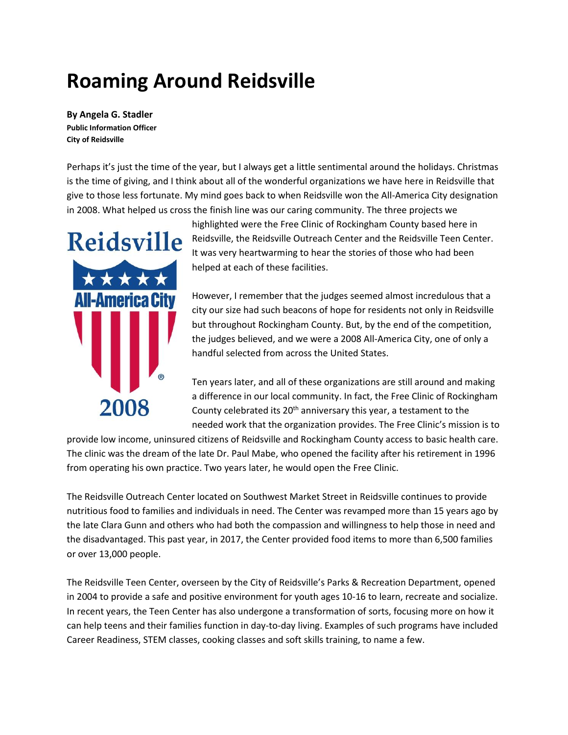# Roaming Around Reidsville

**By Angela G. Stadler**
**Public Information Officer**
**City of Reidsville**

Perhaps it's just the time of the year, but I always get a little sentimental around the holidays. Christmas is the time of giving, and I think about all of the wonderful organizations we have here in Reidsville that give to those less fortunate. My mind goes back to when Reidsville won the All-America City designation in 2008. What helped us cross the finish line was our caring community. The three projects we highlighted were the Free Clinic of Rockingham County based here in Reidsville, the Reidsville Outreach Center and the Reidsville Teen Center. It was very heartwarming to hear the stories of those who had been helped at each of these facilities.

However, I remember that the judges seemed almost incredulous that a city our size had such beacons of hope for residents not only in Reidsville but throughout Rockingham County. But, by the end of the competition, the judges believed, and we were a 2008 All-America City, one of only a handful selected from across the United States.

Ten years later, and all of these organizations are still around and making a difference in our local community. In fact, the Free Clinic of Rockingham County celebrated its 20th anniversary this year, a testament to the needed work that the organization provides. The Free Clinic's mission is to provide low income, uninsured citizens of Reidsville and Rockingham County access to basic health care. The clinic was the dream of the late Dr. Paul Mabe, who opened the facility after his retirement in 1996 from operating his own practice. Two years later, he would open the Free Clinic.

The Reidsville Outreach Center located on Southwest Market Street in Reidsville continues to provide nutritious food to families and individuals in need. The Center was revamped more than 15 years ago by the late Clara Gunn and others who had both the compassion and willingness to help those in need and the disadvantaged. This past year, in 2017, the Center provided food items to more than 6,500 families or over 13,000 people.

The Reidsville Teen Center, overseen by the City of Reidsville's Parks & Recreation Department, opened in 2004 to provide a safe and positive environment for youth ages 10-16 to learn, recreate and socialize. In recent years, the Teen Center has also undergone a transformation of sorts, focusing more on how it can help teens and their families function in day-to-day living. Examples of such programs have included Career Readiness, STEM classes, cooking classes and soft skills training, to name a few.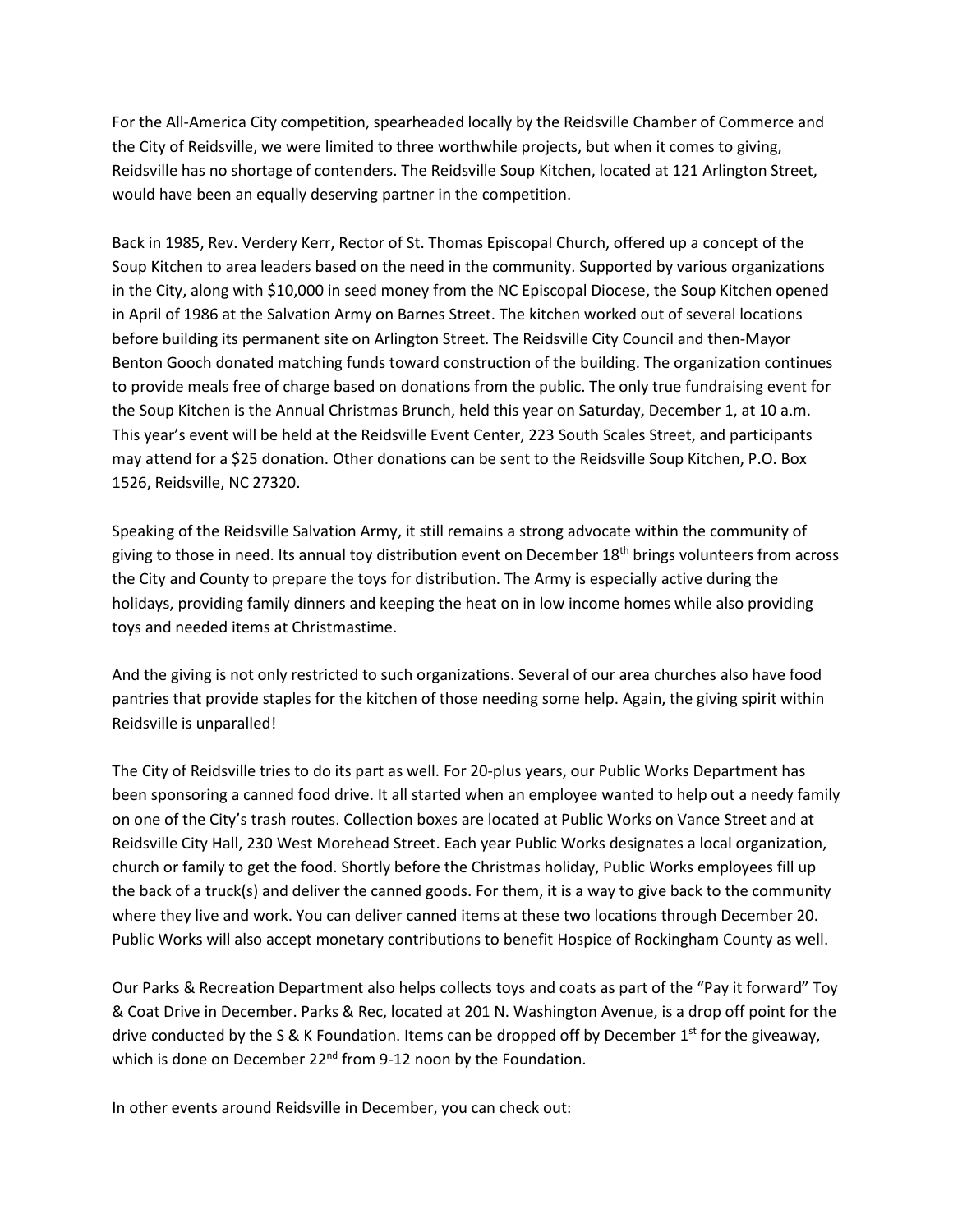For the All-America City competition, spearheaded locally by the Reidsville Chamber of Commerce and the City of Reidsville, we were limited to three worthwhile projects, but when it comes to giving, Reidsville has no shortage of contenders. The Reidsville Soup Kitchen, located at 121 Arlington Street, would have been an equally deserving partner in the competition.

Back in 1985, Rev. Verdery Kerr, Rector of St. Thomas Episcopal Church, offered up a concept of the Soup Kitchen to area leaders based on the need in the community. Supported by various organizations in the City, along with $10,000 in seed money from the NC Episcopal Diocese, the Soup Kitchen opened in April of 1986 at the Salvation Army on Barnes Street. The kitchen worked out of several locations before building its permanent site on Arlington Street. The Reidsville City Council and then-Mayor Benton Gooch donated matching funds toward construction of the building. The organization continues to provide meals free of charge based on donations from the public. The only true fundraising event for the Soup Kitchen is the Annual Christmas Brunch, held this year on Saturday, December 1, at 10 a.m. This year's event will be held at the Reidsville Event Center, 223 South Scales Street, and participants may attend for a $25 donation. Other donations can be sent to the Reidsville Soup Kitchen, P.O. Box 1526, Reidsville, NC 27320.

Speaking of the Reidsville Salvation Army, it still remains a strong advocate within the community of giving to those in need. Its annual toy distribution event on December 18th brings volunteers from across the City and County to prepare the toys for distribution. The Army is especially active during the holidays, providing family dinners and keeping the heat on in low income homes while also providing toys and needed items at Christmastime.

And the giving is not only restricted to such organizations. Several of our area churches also have food pantries that provide staples for the kitchen of those needing some help. Again, the giving spirit within Reidsville is unparalled!

The City of Reidsville tries to do its part as well. For 20-plus years, our Public Works Department has been sponsoring a canned food drive. It all started when an employee wanted to help out a needy family on one of the City's trash routes. Collection boxes are located at Public Works on Vance Street and at Reidsville City Hall, 230 West Morehead Street. Each year Public Works designates a local organization, church or family to get the food. Shortly before the Christmas holiday, Public Works employees fill up the back of a truck(s) and deliver the canned goods. For them, it is a way to give back to the community where they live and work. You can deliver canned items at these two locations through December 20. Public Works will also accept monetary contributions to benefit Hospice of Rockingham County as well.

Our Parks & Recreation Department also helps collects toys and coats as part of the "Pay it forward" Toy & Coat Drive in December. Parks & Rec, located at 201 N. Washington Avenue, is a drop off point for the drive conducted by the S & K Foundation. Items can be dropped off by December 1st for the giveaway, which is done on December 22nd from 9-12 noon by the Foundation.

In other events around Reidsville in December, you can check out: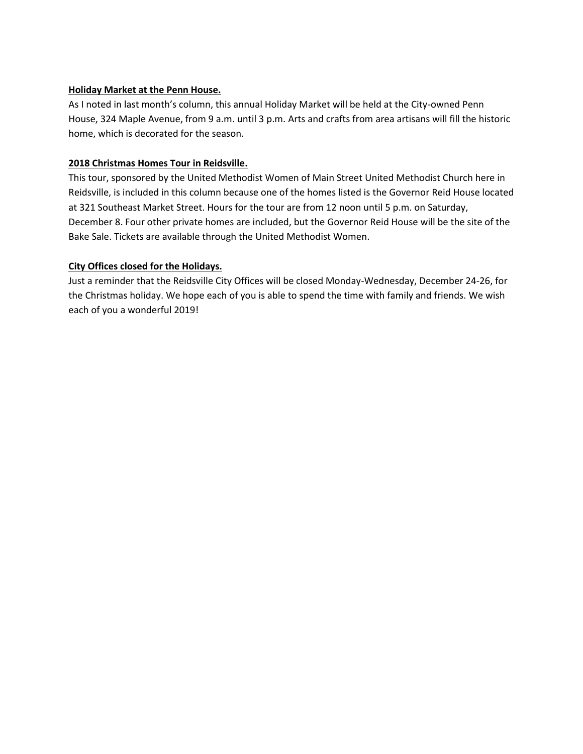**Holiday Market at the Penn House.**

As I noted in last month's column, this annual Holiday Market will be held at the City-owned Penn House, 324 Maple Avenue, from 9 a.m. until 3 p.m. Arts and crafts from area artisans will fill the historic home, which is decorated for the season.

**2018 Christmas Homes Tour in Reidsville.**

This tour, sponsored by the United Methodist Women of Main Street United Methodist Church here in Reidsville, is included in this column because one of the homes listed is the Governor Reid House located at 321 Southeast Market Street. Hours for the tour are from 12 noon until 5 p.m. on Saturday, December 8. Four other private homes are included, but the Governor Reid House will be the site of the Bake Sale. Tickets are available through the United Methodist Women.

**City Offices closed for the Holidays.**

Just a reminder that the Reidsville City Offices will be closed Monday-Wednesday, December 24-26, for the Christmas holiday. We hope each of you is able to spend the time with family and friends. We wish each of you a wonderful 2019!